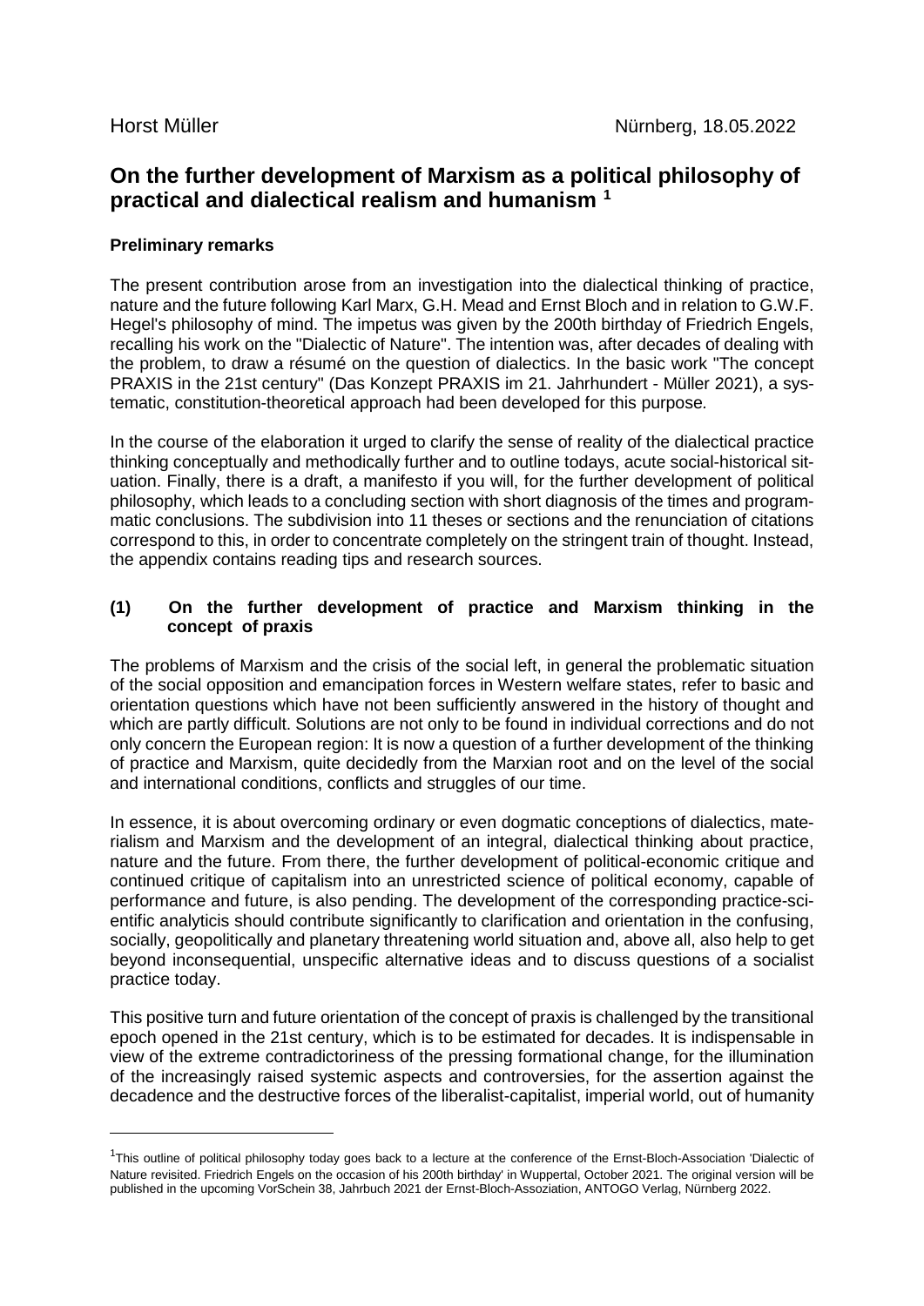Horst Müller Nürnberg, 18.05.2022

# On the further development of Marxism as a political philosophy of practical and dialectical realism and humanism [1]

**Preliminary remarks**

The present contribution arose from an investigation into the dialectical thinking of practice, nature and the future following Karl Marx, G.H. Mead and Ernst Bloch and in relation to G.W.F. Hegel's philosophy of mind. The impetus was given by the 200th birthday of Friedrich Engels, recalling his work on the "Dialectic of Nature". The intention was, after decades of dealing with the problem, to draw a résumé on the question of dialectics. In the basic work "The concept PRAXIS in the 21st century" (Das Konzept PRAXIS im 21. Jahrhundert - Müller 2021), a systematic, constitution-theoretical approach had been developed for this purpose.

In the course of the elaboration it urged to clarify the sense of reality of the dialectical practice thinking conceptually and methodically further and to outline todays, acute social-historical situation. Finally, there is a draft, a manifesto if you will, for the further development of political philosophy, which leads to a concluding section with short diagnosis of the times and programmatic conclusions. The subdivision into 11 theses or sections and the renunciation of citations correspond to this, in order to concentrate completely on the stringent train of thought. Instead, the appendix contains reading tips and research sources.

## (1) On the further development of practice and Marxism thinking in the concept of praxis

The problems of Marxism and the crisis of the social left, in general the problematic situation of the social opposition and emancipation forces in Western welfare states, refer to basic and orientation questions which have not been sufficiently answered in the history of thought and which are partly difficult. Solutions are not only to be found in individual corrections and do not only concern the European region: It is now a question of a further development of the thinking of practice and Marxism, quite decidedly from the Marxian root and on the level of the social and international conditions, conflicts and struggles of our time.

In essence, it is about overcoming ordinary or even dogmatic conceptions of dialectics, materialism and Marxism and the development of an integral, dialectical thinking about practice, nature and the future. From there, the further development of political-economic critique and continued critique of capitalism into an unrestricted science of political economy, capable of performance and future, is also pending. The development of the corresponding practice-scientific analyticis should contribute significantly to clarification and orientation in the confusing, socially, geopolitically and planetary threatening world situation and, above all, also help to get beyond inconsequential, unspecific alternative ideas and to discuss questions of a socialist practice today.

This positive turn and future orientation of the concept of praxis is challenged by the transitional epoch opened in the 21st century, which is to be estimated for decades. It is indispensable in view of the extreme contradictoriness of the pressing formational change, for the illumination of the increasingly raised systemic aspects and controversies, for the assertion against the decadence and the destructive forces of the liberalist-capitalist, imperial world, out of humanity

---

[1] This outline of political philosophy today goes back to a lecture at the conference of the Ernst-Bloch-Association 'Dialectic of Nature revisited. Friedrich Engels on the occasion of his 200th birthday' in Wuppertal, October 2021. The original version will be published in the upcoming VorSchein 38, Jahrbuch 2021 der Ernst-Bloch-Assoziation, ANTOGO Verlag, Nürnberg 2022.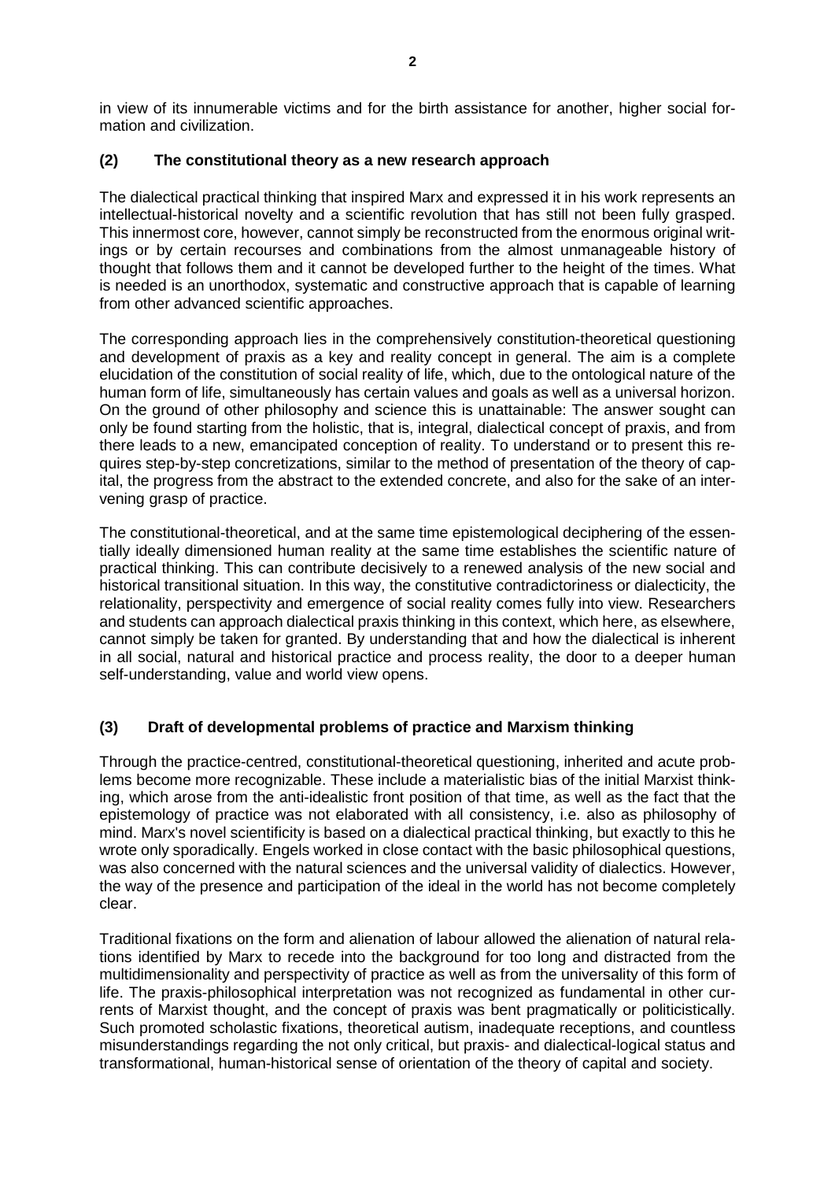in view of its innumerable victims and for the birth assistance for another, higher social formation and civilization.

## (2) The constitutional theory as a new research approach

The dialectical practical thinking that inspired Marx and expressed it in his work represents an intellectual-historical novelty and a scientific revolution that has still not been fully grasped. This innermost core, however, cannot simply be reconstructed from the enormous original writings or by certain recourses and combinations from the almost unmanageable history of thought that follows them and it cannot be developed further to the height of the times. What is needed is an unorthodox, systematic and constructive approach that is capable of learning from other advanced scientific approaches.

The corresponding approach lies in the comprehensively constitution-theoretical questioning and development of praxis as a key and reality concept in general. The aim is a complete elucidation of the constitution of social reality of life, which, due to the ontological nature of the human form of life, simultaneously has certain values and goals as well as a universal horizon. On the ground of other philosophy and science this is unattainable: The answer sought can only be found starting from the holistic, that is, integral, dialectical concept of praxis, and from there leads to a new, emancipated conception of reality. To understand or to present this requires step-by-step concretizations, similar to the method of presentation of the theory of capital, the progress from the abstract to the extended concrete, and also for the sake of an intervening grasp of practice.

The constitutional-theoretical, and at the same time epistemological deciphering of the essentially ideally dimensioned human reality at the same time establishes the scientific nature of practical thinking. This can contribute decisively to a renewed analysis of the new social and historical transitional situation. In this way, the constitutive contradictoriness or dialecticity, the relationality, perspectivity and emergence of social reality comes fully into view. Researchers and students can approach dialectical praxis thinking in this context, which here, as elsewhere, cannot simply be taken for granted. By understanding that and how the dialectical is inherent in all social, natural and historical practice and process reality, the door to a deeper human self-understanding, value and world view opens.

## (3) Draft of developmental problems of practice and Marxism thinking

Through the practice-centred, constitutional-theoretical questioning, inherited and acute problems become more recognizable. These include a materialistic bias of the initial Marxist thinking, which arose from the anti-idealistic front position of that time, as well as the fact that the epistemology of practice was not elaborated with all consistency, i.e. also as philosophy of mind. Marx's novel scientificity is based on a dialectical practical thinking, but exactly to this he wrote only sporadically. Engels worked in close contact with the basic philosophical questions, was also concerned with the natural sciences and the universal validity of dialectics. However, the way of the presence and participation of the ideal in the world has not become completely clear.

Traditional fixations on the form and alienation of labour allowed the alienation of natural relations identified by Marx to recede into the background for too long and distracted from the multidimensionality and perspectivity of practice as well as from the universality of this form of life. The praxis-philosophical interpretation was not recognized as fundamental in other currents of Marxist thought, and the concept of praxis was bent pragmatically or politicistically. Such promoted scholastic fixations, theoretical autism, inadequate receptions, and countless misunderstandings regarding the not only critical, but praxis- and dialectical-logical status and transformational, human-historical sense of orientation of the theory of capital and society.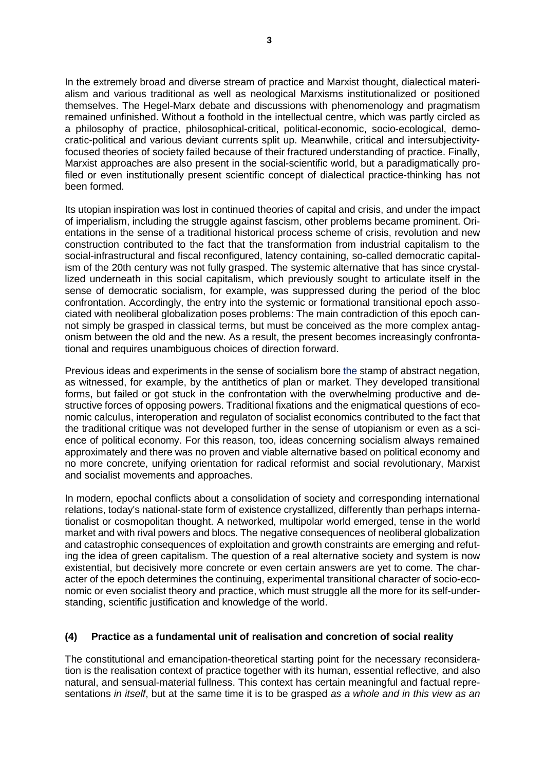In the extremely broad and diverse stream of practice and Marxist thought, dialectical materialism and various traditional as well as neological Marxisms institutionalized or positioned themselves. The Hegel-Marx debate and discussions with phenomenology and pragmatism remained unfinished. Without a foothold in the intellectual centre, which was partly circled as a philosophy of practice, philosophical-critical, political-economic, socio-ecological, democratic-political and various deviant currents split up. Meanwhile, critical and intersubjectivity-focused theories of society failed because of their fractured understanding of practice. Finally, Marxist approaches are also present in the social-scientific world, but a paradigmatically profiled or even institutionally present scientific concept of dialectical practice-thinking has not been formed.

Its utopian inspiration was lost in continued theories of capital and crisis, and under the impact of imperialism, including the struggle against fascism, other problems became prominent. Orientations in the sense of a traditional historical process scheme of crisis, revolution and new construction contributed to the fact that the transformation from industrial capitalism to the social-infrastructural and fiscal reconfigured, latency containing, so-called democratic capitalism of the 20th century was not fully grasped. The systemic alternative that has since crystallized underneath in this social capitalism, which previously sought to articulate itself in the sense of democratic socialism, for example, was suppressed during the period of the bloc confrontation. Accordingly, the entry into the systemic or formational transitional epoch associated with neoliberal globalization poses problems: The main contradiction of this epoch cannot simply be grasped in classical terms, but must be conceived as the more complex antagonism between the old and the new. As a result, the present becomes increasingly confrontational and requires unambiguous choices of direction forward.

Previous ideas and experiments in the sense of socialism bore the stamp of abstract negation, as witnessed, for example, by the antithetics of plan or market. They developed transitional forms, but failed or got stuck in the confrontation with the overwhelming productive and destructive forces of opposing powers. Traditional fixations and the enigmatical questions of economic calculus, interoperation and regulaton of socialist economics contributed to the fact that the traditional critique was not developed further in the sense of utopianism or even as a science of political economy. For this reason, too, ideas concerning socialism always remained approximately and there was no proven and viable alternative based on political economy and no more concrete, unifying orientation for radical reformist and social revolutionary, Marxist and socialist movements and approaches.

In modern, epochal conflicts about a consolidation of society and corresponding international relations, today's national-state form of existence crystallized, differently than perhaps internationalist or cosmopolitan thought. A networked, multipolar world emerged, tense in the world market and with rival powers and blocs. The negative consequences of neoliberal globalization and catastrophic consequences of exploitation and growth constraints are emerging and refuting the idea of green capitalism. The question of a real alternative society and system is now existential, but decisively more concrete or even certain answers are yet to come. The character of the epoch determines the continuing, experimental transitional character of socio-economic or even socialist theory and practice, which must struggle all the more for its self-understanding, scientific justification and knowledge of the world.

## (4) Practice as a fundamental unit of realisation and concretion of social reality

The constitutional and emancipation-theoretical starting point for the necessary reconsideration is the realisation context of practice together with its human, essential reflective, and also natural, and sensual-material fullness. This context has certain meaningful and factual representations *in itself*, but at the same time it is to be grasped *as a whole and in this view as an*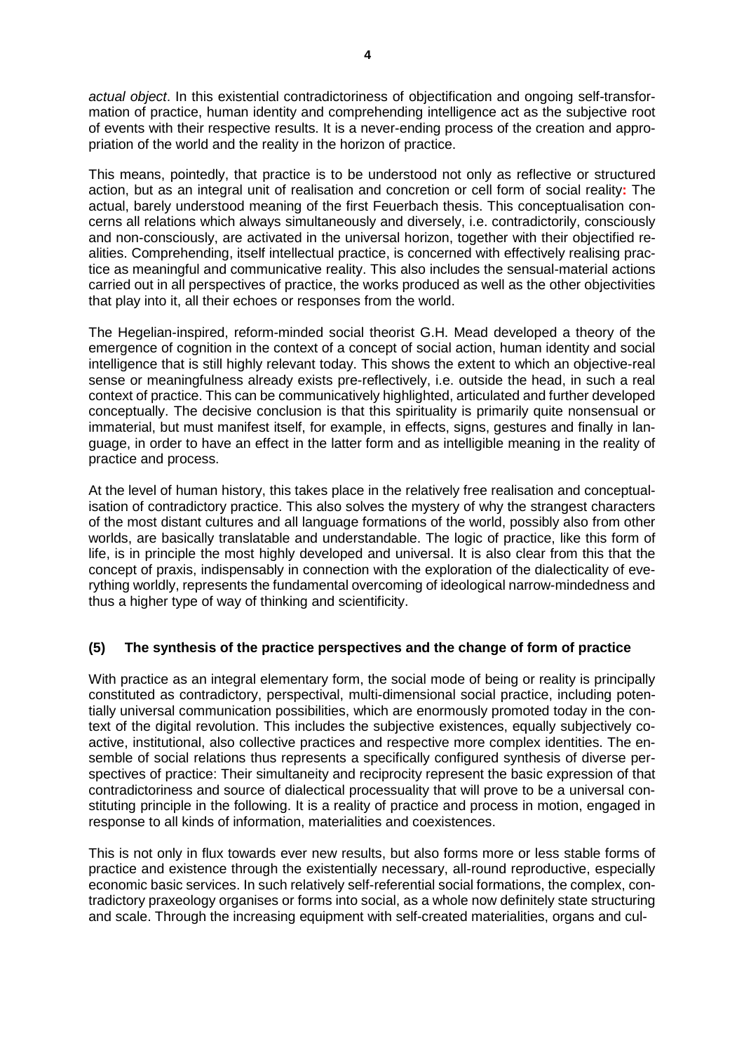*actual object*. In this existential contradictoriness of objectification and ongoing self-transformation of practice, human identity and comprehending intelligence act as the subjective root of events with their respective results. It is a never-ending process of the creation and appropriation of the world and the reality in the horizon of practice.

This means, pointedly, that practice is to be understood not only as reflective or structured action, but as an integral unit of realisation and concretion or cell form of social reality**:** The actual, barely understood meaning of the first Feuerbach thesis. This conceptualisation concerns all relations which always simultaneously and diversely, i.e. contradictorily, consciously and non-consciously, are activated in the universal horizon, together with their objectified realities. Comprehending, itself intellectual practice, is concerned with effectively realising practice as meaningful and communicative reality. This also includes the sensual-material actions carried out in all perspectives of practice, the works produced as well as the other objectivities that play into it, all their echoes or responses from the world.

The Hegelian-inspired, reform-minded social theorist G.H. Mead developed a theory of the emergence of cognition in the context of a concept of social action, human identity and social intelligence that is still highly relevant today. This shows the extent to which an objective-real sense or meaningfulness already exists pre-reflectively, i.e. outside the head, in such a real context of practice. This can be communicatively highlighted, articulated and further developed conceptually. The decisive conclusion is that this spirituality is primarily quite nonsensual or immaterial, but must manifest itself, for example, in effects, signs, gestures and finally in language, in order to have an effect in the latter form and as intelligible meaning in the reality of practice and process.

At the level of human history, this takes place in the relatively free realisation and conceptualisation of contradictory practice. This also solves the mystery of why the strangest characters of the most distant cultures and all language formations of the world, possibly also from other worlds, are basically translatable and understandable. The logic of practice, like this form of life, is in principle the most highly developed and universal. It is also clear from this that the concept of praxis, indispensably in connection with the exploration of the dialecticality of everything worldly, represents the fundamental overcoming of ideological narrow-mindedness and thus a higher type of way of thinking and scientificity.

## (5) The synthesis of the practice perspectives and the change of form of practice

With practice as an integral elementary form, the social mode of being or reality is principally constituted as contradictory, perspectival, multi-dimensional social practice, including potentially universal communication possibilities, which are enormously promoted today in the context of the digital revolution. This includes the subjective existences, equally subjectively co-active, institutional, also collective practices and respective more complex identities. The ensemble of social relations thus represents a specifically configured synthesis of diverse perspectives of practice: Their simultaneity and reciprocity represent the basic expression of that contradictoriness and source of dialectical processuality that will prove to be a universal constituting principle in the following. It is a reality of practice and process in motion, engaged in response to all kinds of information, materialities and coexistences.

This is not only in flux towards ever new results, but also forms more or less stable forms of practice and existence through the existentially necessary, all-round reproductive, especially economic basic services. In such relatively self-referential social formations, the complex, contradictory praxeology organises or forms into social, as a whole now definitely state structuring and scale. Through the increasing equipment with self-created materialities, organs and cul-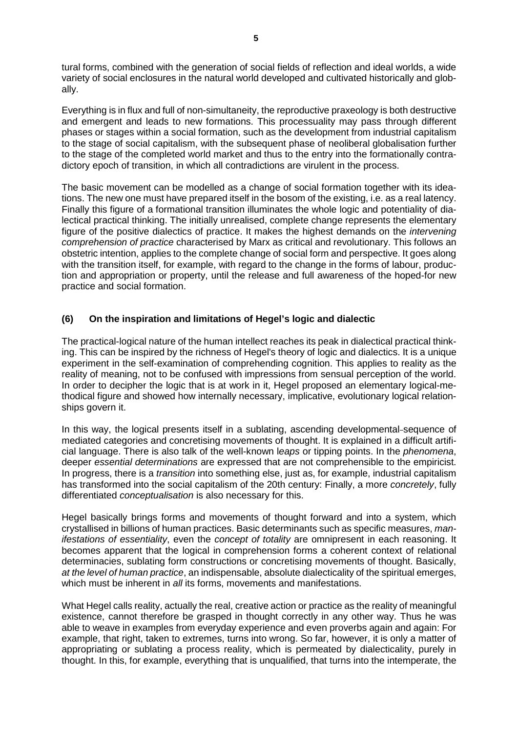tural forms, combined with the generation of social fields of reflection and ideal worlds, a wide variety of social enclosures in the natural world developed and cultivated historically and globally.

Everything is in flux and full of non-simultaneity, the reproductive praxeology is both destructive and emergent and leads to new formations. This processuality may pass through different phases or stages within a social formation, such as the development from industrial capitalism to the stage of social capitalism, with the subsequent phase of neoliberal globalisation further to the stage of the completed world market and thus to the entry into the formationally contradictory epoch of transition, in which all contradictions are virulent in the process.

The basic movement can be modelled as a change of social formation together with its ideations. The new one must have prepared itself in the bosom of the existing, i.e. as a real latency. Finally this figure of a formational transition illuminates the whole logic and potentiality of dialectical practical thinking. The initially unrealised, complete change represents the elementary figure of the positive dialectics of practice. It makes the highest demands on the *intervening comprehension of practice* characterised by Marx as critical and revolutionary. This follows an obstetric intention, applies to the complete change of social form and perspective. It goes along with the transition itself, for example, with regard to the change in the forms of labour, production and appropriation or property, until the release and full awareness of the hoped-for new practice and social formation.

## (6) On the inspiration and limitations of Hegel's logic and dialectic

The practical-logical nature of the human intellect reaches its peak in dialectical practical thinking. This can be inspired by the richness of Hegel's theory of logic and dialectics. It is a unique experiment in the self-examination of comprehending cognition. This applies to reality as the reality of meaning, not to be confused with impressions from sensual perception of the world. In order to decipher the logic that is at work in it, Hegel proposed an elementary logical-methodical figure and showed how internally necessary, implicative, evolutionary logical relationships govern it.

In this way, the logical presents itself in a sublating, ascending developmental-sequence of mediated categories and concretising movements of thought. It is explained in a difficult artificial language. There is also talk of the well-known l*eaps* or tipping points. In the *phenomena*, deeper *essential determinations* are expressed that are not comprehensible to the empiricist. In progress, there is a *transition* into something else, just as, for example, industrial capitalism has transformed into the social capitalism of the 20th century: Finally, a more *concretely*, fully differentiated *conceptualisation* is also necessary for this.

Hegel basically brings forms and movements of thought forward and into a system, which crystallised in billions of human practices. Basic determinants such as specific measures, *manifestations of essentiality*, even the *concept of totality* are omnipresent in each reasoning. It becomes apparent that the logical in comprehension forms a coherent context of relational determinacies, sublating form constructions or concretising movements of thought. Basically, *at the level of human practice*, an indispensable, absolute dialecticality of the spiritual emerges, which must be inherent in *all* its forms, movements and manifestations.

What Hegel calls reality, actually the real, creative action or practice as the reality of meaningful existence, cannot therefore be grasped in thought correctly in any other way. Thus he was able to weave in examples from everyday experience and even proverbs again and again: For example, that right, taken to extremes, turns into wrong. So far, however, it is only a matter of appropriating or sublating a process reality, which is permeated by dialecticality, purely in thought. In this, for example, everything that is unqualified, that turns into the intemperate, the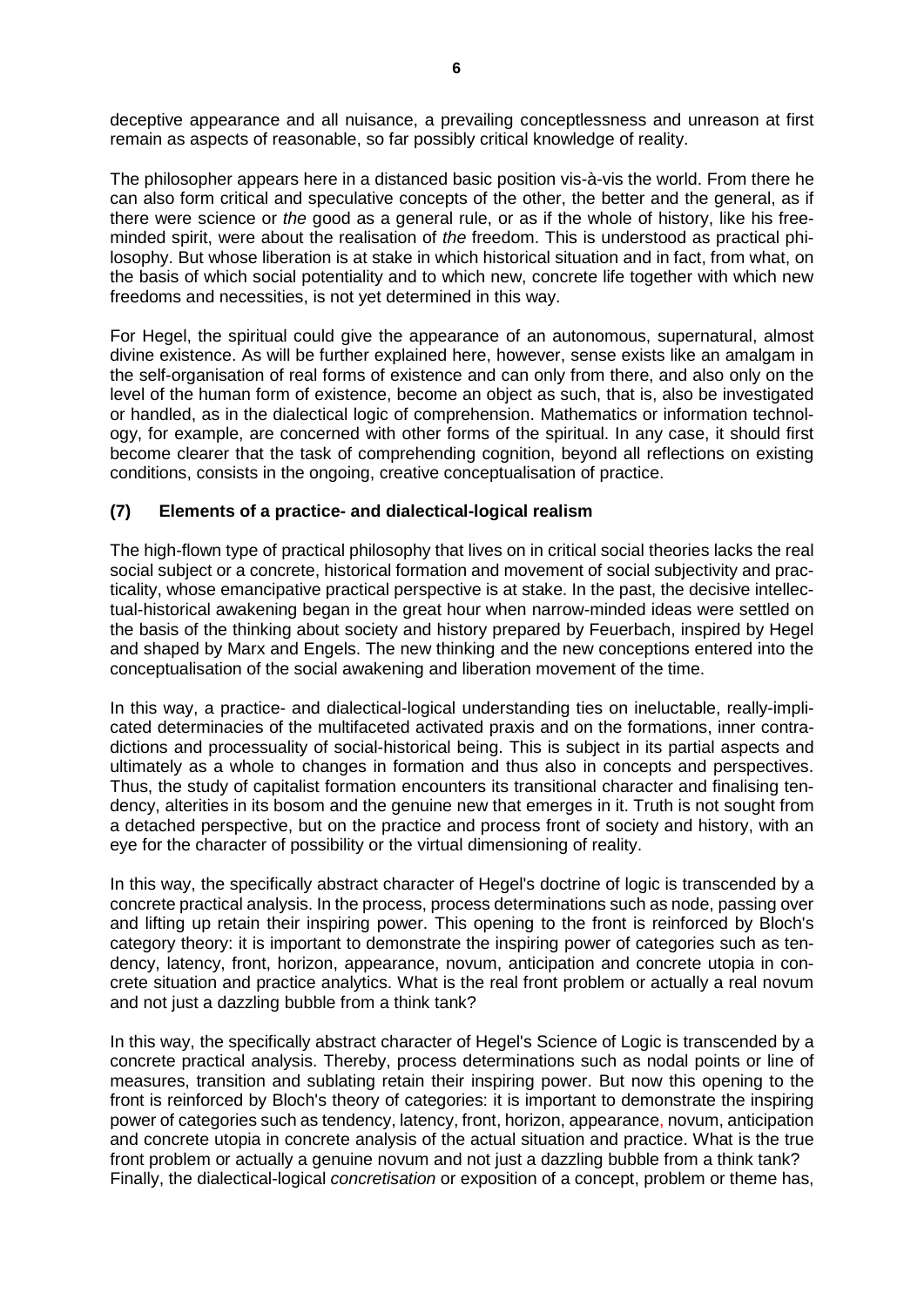deceptive appearance and all nuisance, a prevailing conceptlessness and unreason at first remain as aspects of reasonable, so far possibly critical knowledge of reality.

The philosopher appears here in a distanced basic position vis-à-vis the world. From there he can also form critical and speculative concepts of the other, the better and the general, as if there were science or *the* good as a general rule, or as if the whole of history, like his free-minded spirit, were about the realisation of *the* freedom. This is understood as practical philosophy. But whose liberation is at stake in which historical situation and in fact, from what, on the basis of which social potentiality and to which new, concrete life together with which new freedoms and necessities, is not yet determined in this way.

For Hegel, the spiritual could give the appearance of an autonomous, supernatural, almost divine existence. As will be further explained here, however, sense exists like an amalgam in the self-organisation of real forms of existence and can only from there, and also only on the level of the human form of existence, become an object as such, that is, also be investigated or handled, as in the dialectical logic of comprehension. Mathematics or information technology, for example, are concerned with other forms of the spiritual. In any case, it should first become clearer that the task of comprehending cognition, beyond all reflections on existing conditions, consists in the ongoing, creative conceptualisation of practice.

### (7) Elements of a practice- and dialectical-logical realism

The high-flown type of practical philosophy that lives on in critical social theories lacks the real social subject or a concrete, historical formation and movement of social subjectivity and practicality, whose emancipative practical perspective is at stake. In the past, the decisive intellectual-historical awakening began in the great hour when narrow-minded ideas were settled on the basis of the thinking about society and history prepared by Feuerbach, inspired by Hegel and shaped by Marx and Engels. The new thinking and the new conceptions entered into the conceptualisation of the social awakening and liberation movement of the time.

In this way, a practice- and dialectical-logical understanding ties on ineluctable, really-implicated determinacies of the multifaceted activated praxis and on the formations, inner contradictions and processuality of social-historical being. This is subject in its partial aspects and ultimately as a whole to changes in formation and thus also in concepts and perspectives. Thus, the study of capitalist formation encounters its transitional character and finalising tendency, alterities in its bosom and the genuine new that emerges in it. Truth is not sought from a detached perspective, but on the practice and process front of society and history, with an eye for the character of possibility or the virtual dimensioning of reality.

In this way, the specifically abstract character of Hegel's doctrine of logic is transcended by a concrete practical analysis. In the process, process determinations such as node, passing over and lifting up retain their inspiring power. This opening to the front is reinforced by Bloch's category theory: it is important to demonstrate the inspiring power of categories such as tendency, latency, front, horizon, appearance, novum, anticipation and concrete utopia in concrete situation and practice analytics. What is the real front problem or actually a real novum and not just a dazzling bubble from a think tank?

In this way, the specifically abstract character of Hegel's Science of Logic is transcended by a concrete practical analysis. Thereby, process determinations such as nodal points or line of measures, transition and sublating retain their inspiring power. But now this opening to the front is reinforced by Bloch's theory of categories: it is important to demonstrate the inspiring power of categories such as tendency, latency, front, horizon, appearance, novum, anticipation and concrete utopia in concrete analysis of the actual situation and practice. What is the true front problem or actually a genuine novum and not just a dazzling bubble from a think tank?
Finally, the dialectical-logical *concretisation* or exposition of a concept, problem or theme has,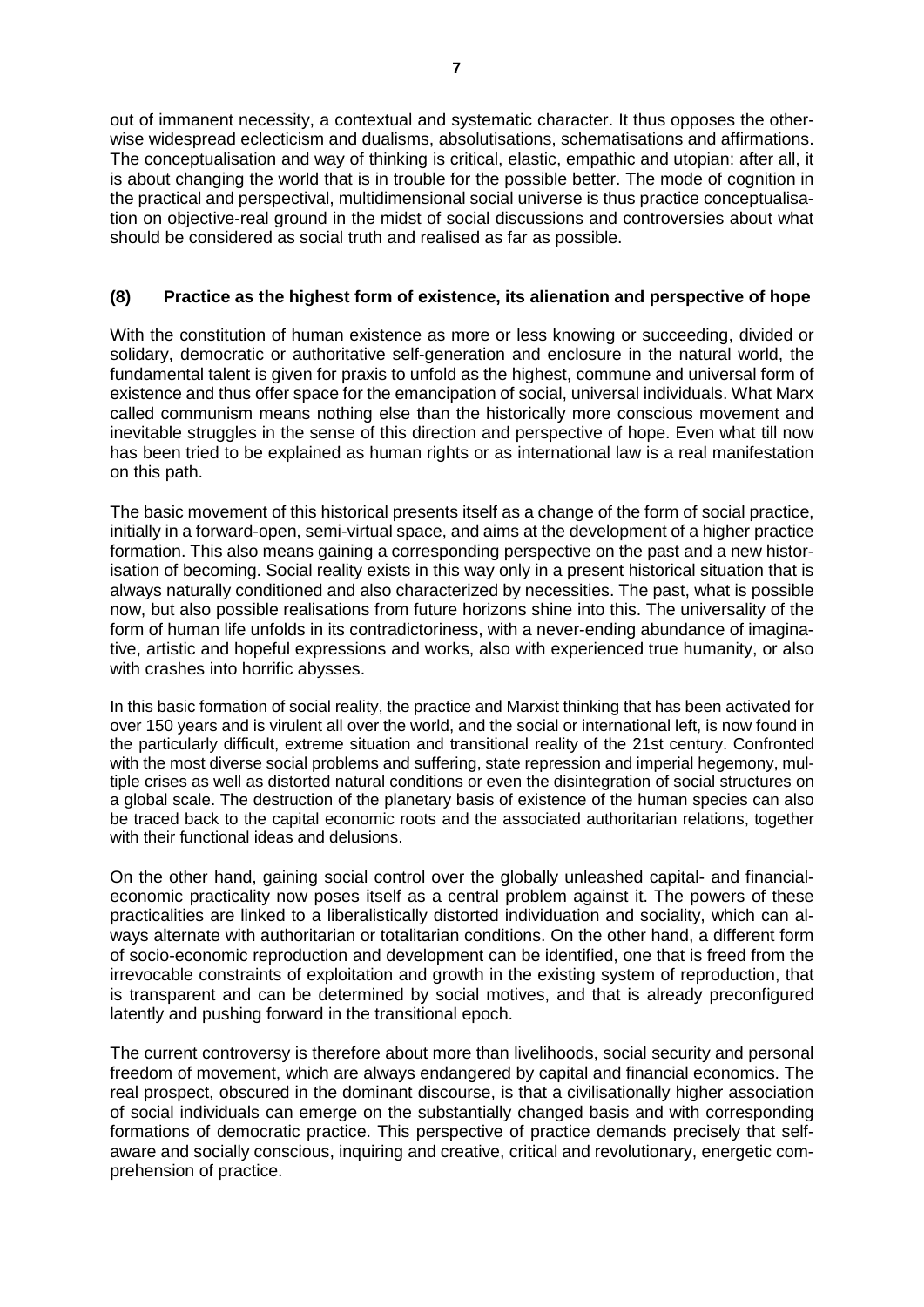out of immanent necessity, a contextual and systematic character. It thus opposes the otherwise widespread eclecticism and dualisms, absolutisations, schematisations and affirmations. The conceptualisation and way of thinking is critical, elastic, empathic and utopian: after all, it is about changing the world that is in trouble for the possible better. The mode of cognition in the practical and perspectival, multidimensional social universe is thus practice conceptualisation on objective-real ground in the midst of social discussions and controversies about what should be considered as social truth and realised as far as possible.

### (8) Practice as the highest form of existence, its alienation and perspective of hope

With the constitution of human existence as more or less knowing or succeeding, divided or solidary, democratic or authoritative self-generation and enclosure in the natural world, the fundamental talent is given for praxis to unfold as the highest, commune and universal form of existence and thus offer space for the emancipation of social, universal individuals. What Marx called communism means nothing else than the historically more conscious movement and inevitable struggles in the sense of this direction and perspective of hope. Even what till now has been tried to be explained as human rights or as international law is a real manifestation on this path.

The basic movement of this historical presents itself as a change of the form of social practice, initially in a forward-open, semi-virtual space, and aims at the development of a higher practice formation. This also means gaining a corresponding perspective on the past and a new historisation of becoming. Social reality exists in this way only in a present historical situation that is always naturally conditioned and also characterized by necessities. The past, what is possible now, but also possible realisations from future horizons shine into this. The universality of the form of human life unfolds in its contradictoriness, with a never-ending abundance of imaginative, artistic and hopeful expressions and works, also with experienced true humanity, or also with crashes into horrific abysses.

In this basic formation of social reality, the practice and Marxist thinking that has been activated for over 150 years and is virulent all over the world, and the social or international left, is now found in the particularly difficult, extreme situation and transitional reality of the 21st century. Confronted with the most diverse social problems and suffering, state repression and imperial hegemony, multiple crises as well as distorted natural conditions or even the disintegration of social structures on a global scale. The destruction of the planetary basis of existence of the human species can also be traced back to the capital economic roots and the associated authoritarian relations, together with their functional ideas and delusions.

On the other hand, gaining social control over the globally unleashed capital- and financial-economic practicality now poses itself as a central problem against it. The powers of these practicalities are linked to a liberalistically distorted individuation and sociality, which can always alternate with authoritarian or totalitarian conditions. On the other hand, a different form of socio-economic reproduction and development can be identified, one that is freed from the irrevocable constraints of exploitation and growth in the existing system of reproduction, that is transparent and can be determined by social motives, and that is already preconfigured latently and pushing forward in the transitional epoch.

The current controversy is therefore about more than livelihoods, social security and personal freedom of movement, which are always endangered by capital and financial economics. The real prospect, obscured in the dominant discourse, is that a civilisationally higher association of social individuals can emerge on the substantially changed basis and with corresponding formations of democratic practice. This perspective of practice demands precisely that self-aware and socially conscious, inquiring and creative, critical and revolutionary, energetic comprehension of practice.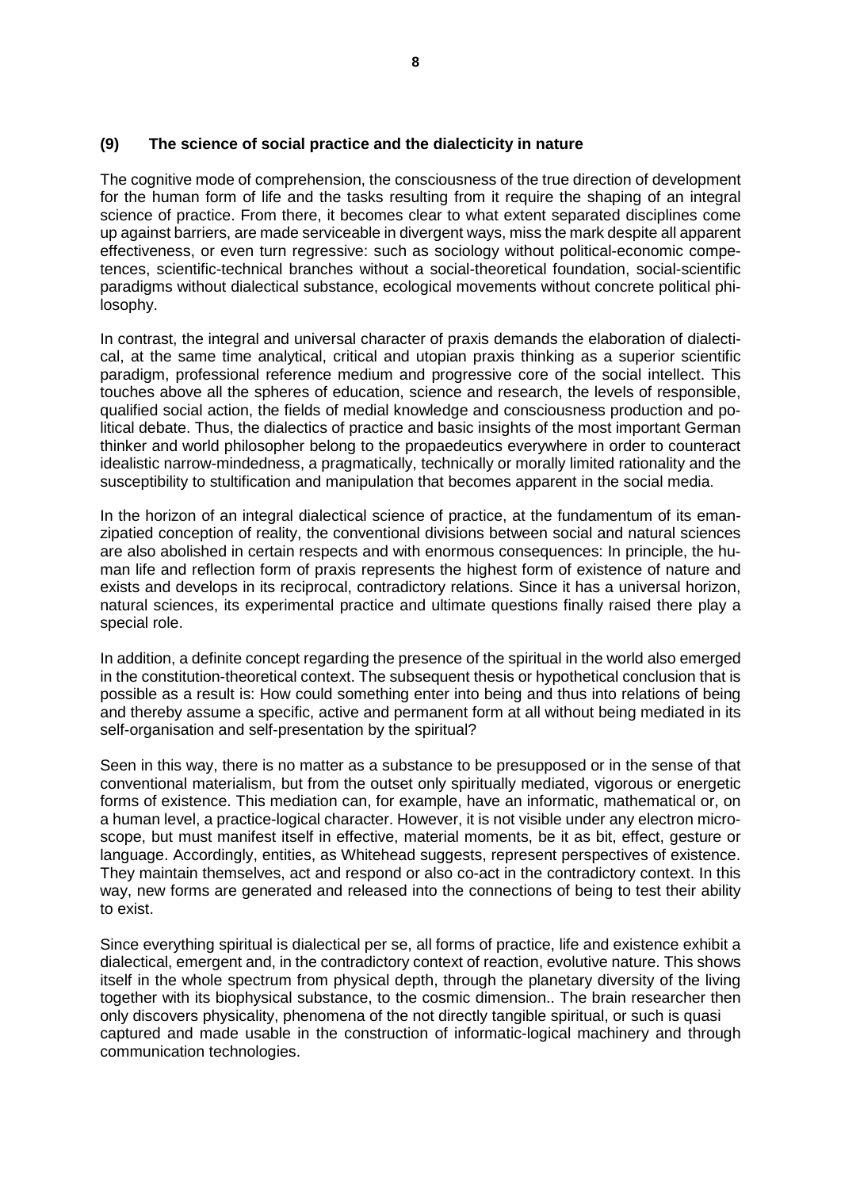## (9) The science of social practice and the dialecticity in nature

The cognitive mode of comprehension, the consciousness of the true direction of development for the human form of life and the tasks resulting from it require the shaping of an integral science of practice. From there, it becomes clear to what extent separated disciplines come up against barriers, are made serviceable in divergent ways, miss the mark despite all apparent effectiveness, or even turn regressive: such as sociology without political-economic competences, scientific-technical branches without a social-theoretical foundation, social-scientific paradigms without dialectical substance, ecological movements without concrete political philosophy.

In contrast, the integral and universal character of praxis demands the elaboration of dialectical, at the same time analytical, critical and utopian praxis thinking as a superior scientific paradigm, professional reference medium and progressive core of the social intellect. This touches above all the spheres of education, science and research, the levels of responsible, qualified social action, the fields of medial knowledge and consciousness production and political debate. Thus, the dialectics of practice and basic insights of the most important German thinker and world philosopher belong to the propaedeutics everywhere in order to counteract idealistic narrow-mindedness, a pragmatically, technically or morally limited rationality and the susceptibility to stultification and manipulation that becomes apparent in the social media.

In the horizon of an integral dialectical science of practice, at the fundamentum of its emanzipatied conception of reality, the conventional divisions between social and natural sciences are also abolished in certain respects and with enormous consequences: In principle, the human life and reflection form of praxis represents the highest form of existence of nature and exists and develops in its reciprocal, contradictory relations. Since it has a universal horizon, natural sciences, its experimental practice and ultimate questions finally raised there play a special role.

In addition, a definite concept regarding the presence of the spiritual in the world also emerged in the constitution-theoretical context. The subsequent thesis or hypothetical conclusion that is possible as a result is: How could something enter into being and thus into relations of being and thereby assume a specific, active and permanent form at all without being mediated in its self-organisation and self-presentation by the spiritual?

Seen in this way, there is no matter as a substance to be presupposed or in the sense of that conventional materialism, but from the outset only spiritually mediated, vigorous or energetic forms of existence. This mediation can, for example, have an informatic, mathematical or, on a human level, a practice-logical character. However, it is not visible under any electron microscope, but must manifest itself in effective, material moments, be it as bit, effect, gesture or language. Accordingly, entities, as Whitehead suggests, represent perspectives of existence. They maintain themselves, act and respond or also co-act in the contradictory context. In this way, new forms are generated and released into the connections of being to test their ability to exist.

Since everything spiritual is dialectical per se, all forms of practice, life and existence exhibit a dialectical, emergent and, in the contradictory context of reaction, evolutive nature. This shows itself in the whole spectrum from physical depth, through the planetary diversity of the living together with its biophysical substance, to the cosmic dimension.. The brain researcher then only discovers physicality, phenomena of the not directly tangible spiritual, or such is quasi captured and made usable in the construction of informatic-logical machinery and through communication technologies.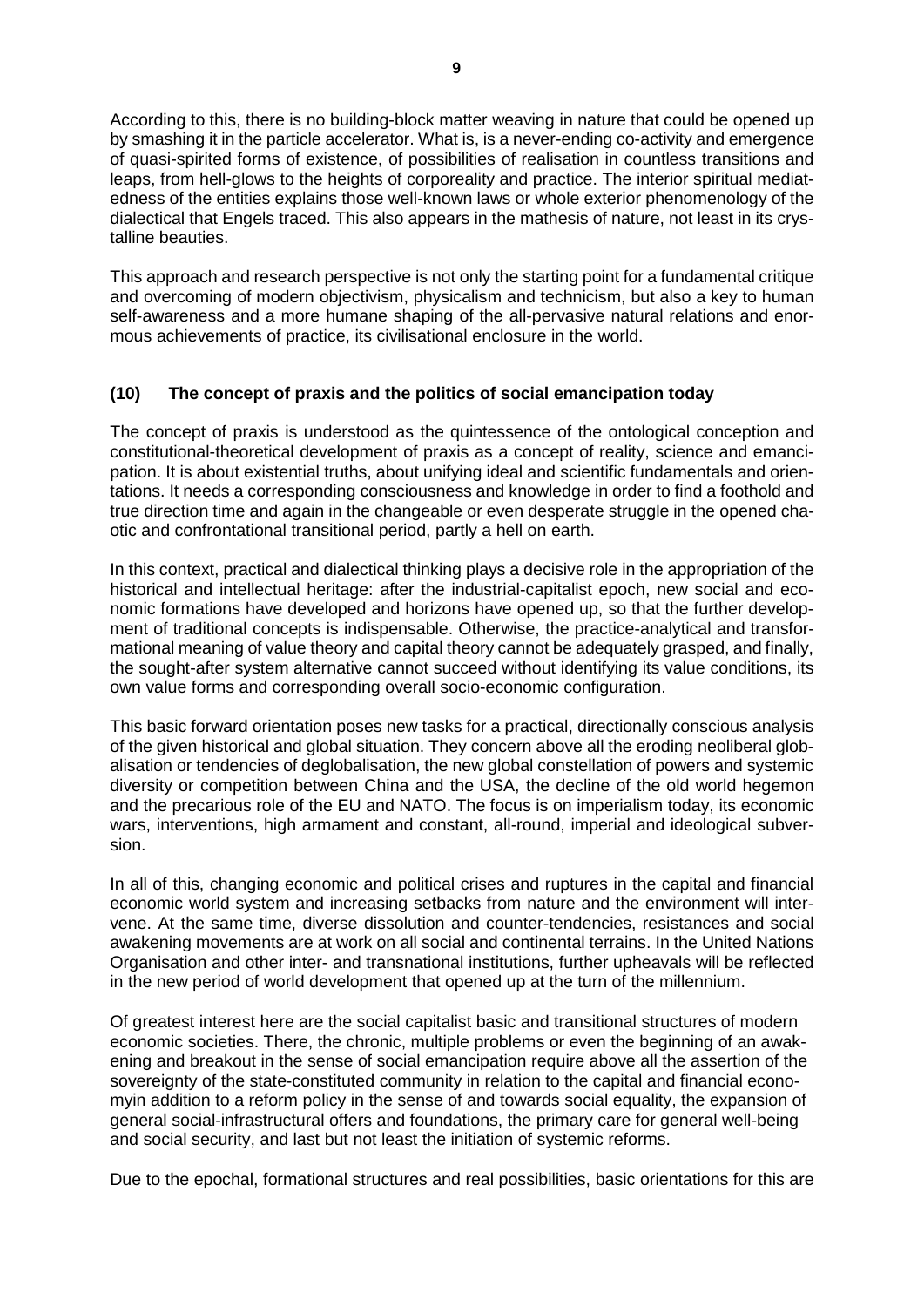According to this, there is no building-block matter weaving in nature that could be opened up by smashing it in the particle accelerator. What is, is a never-ending co-activity and emergence of quasi-spirited forms of existence, of possibilities of realisation in countless transitions and leaps, from hell-glows to the heights of corporeality and practice. The interior spiritual mediatedness of the entities explains those well-known laws or whole exterior phenomenology of the dialectical that Engels traced. This also appears in the mathesis of nature, not least in its crystalline beauties.

This approach and research perspective is not only the starting point for a fundamental critique and overcoming of modern objectivism, physicalism and technicism, but also a key to human self-awareness and a more humane shaping of the all-pervasive natural relations and enormous achievements of practice, its civilisational enclosure in the world.

### (10) The concept of praxis and the politics of social emancipation today

The concept of praxis is understood as the quintessence of the ontological conception and constitutional-theoretical development of praxis as a concept of reality, science and emancipation. It is about existential truths, about unifying ideal and scientific fundamentals and orientations. It needs a corresponding consciousness and knowledge in order to find a foothold and true direction time and again in the changeable or even desperate struggle in the opened chaotic and confrontational transitional period, partly a hell on earth.

In this context, practical and dialectical thinking plays a decisive role in the appropriation of the historical and intellectual heritage: after the industrial-capitalist epoch, new social and economic formations have developed and horizons have opened up, so that the further development of traditional concepts is indispensable. Otherwise, the practice-analytical and transformational meaning of value theory and capital theory cannot be adequately grasped, and finally, the sought-after system alternative cannot succeed without identifying its value conditions, its own value forms and corresponding overall socio-economic configuration.

This basic forward orientation poses new tasks for a practical, directionally conscious analysis of the given historical and global situation. They concern above all the eroding neoliberal globalisation or tendencies of deglobalisation, the new global constellation of powers and systemic diversity or competition between China and the USA, the decline of the old world hegemon and the precarious role of the EU and NATO. The focus is on imperialism today, its economic wars, interventions, high armament and constant, all-round, imperial and ideological subversion.

In all of this, changing economic and political crises and ruptures in the capital and financial economic world system and increasing setbacks from nature and the environment will intervene. At the same time, diverse dissolution and counter-tendencies, resistances and social awakening movements are at work on all social and continental terrains. In the United Nations Organisation and other inter- and transnational institutions, further upheavals will be reflected in the new period of world development that opened up at the turn of the millennium.

Of greatest interest here are the social capitalist basic and transitional structures of modern economic societies. There, the chronic, multiple problems or even the beginning of an awakening and breakout in the sense of social emancipation require above all the assertion of the sovereignty of the state-constituted community in relation to the capital and financial economyin addition to a reform policy in the sense of and towards social equality, the expansion of general social-infrastructural offers and foundations, the primary care for general well-being and social security, and last but not least the initiation of systemic reforms.

Due to the epochal, formational structures and real possibilities, basic orientations for this are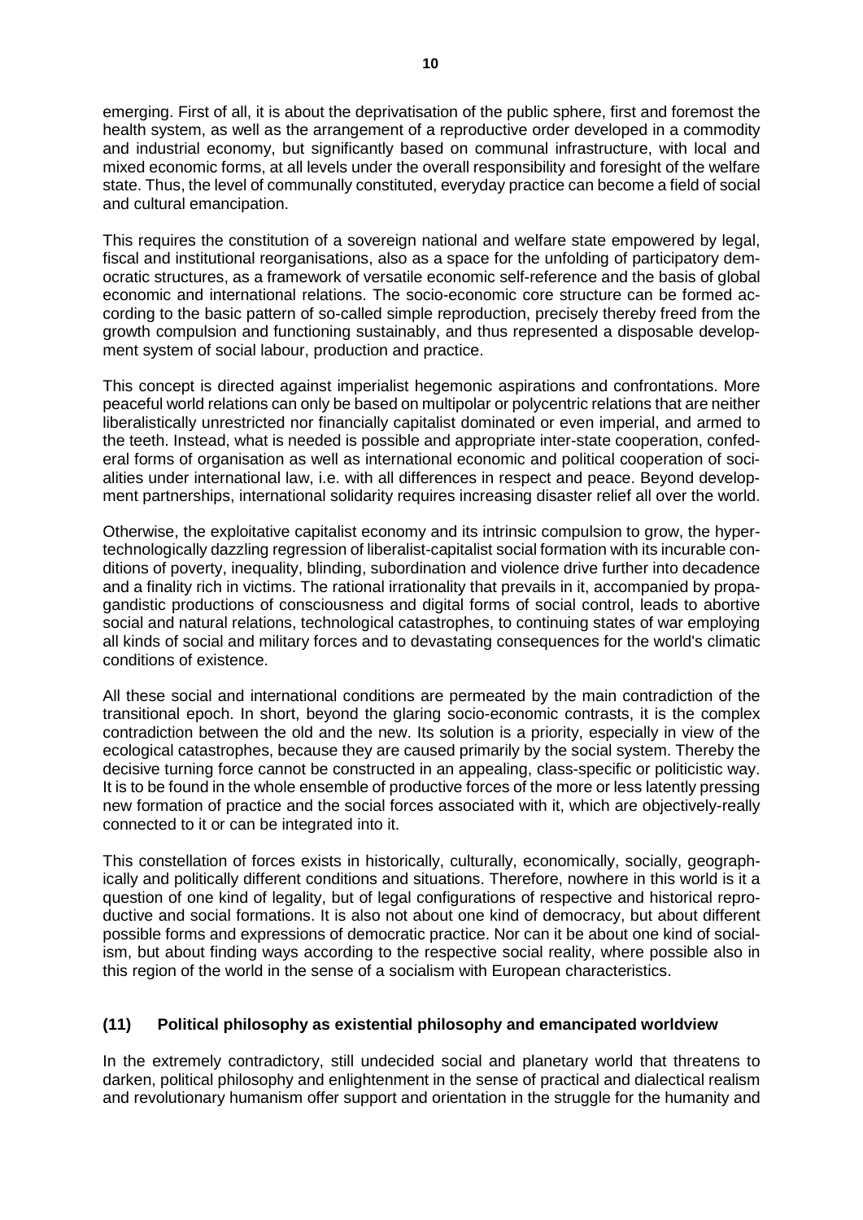emerging. First of all, it is about the deprivatisation of the public sphere, first and foremost the health system, as well as the arrangement of a reproductive order developed in a commodity and industrial economy, but significantly based on communal infrastructure, with local and mixed economic forms, at all levels under the overall responsibility and foresight of the welfare state. Thus, the level of communally constituted, everyday practice can become a field of social and cultural emancipation.

This requires the constitution of a sovereign national and welfare state empowered by legal, fiscal and institutional reorganisations, also as a space for the unfolding of participatory democratic structures, as a framework of versatile economic self-reference and the basis of global economic and international relations. The socio-economic core structure can be formed according to the basic pattern of so-called simple reproduction, precisely thereby freed from the growth compulsion and functioning sustainably, and thus represented a disposable development system of social labour, production and practice.

This concept is directed against imperialist hegemonic aspirations and confrontations. More peaceful world relations can only be based on multipolar or polycentric relations that are neither liberalistically unrestricted nor financially capitalist dominated or even imperial, and armed to the teeth. Instead, what is needed is possible and appropriate inter-state cooperation, confederal forms of organisation as well as international economic and political cooperation of socialities under international law, i.e. with all differences in respect and peace. Beyond development partnerships, international solidarity requires increasing disaster relief all over the world.

Otherwise, the exploitative capitalist economy and its intrinsic compulsion to grow, the hyper-technologically dazzling regression of liberalist-capitalist social formation with its incurable conditions of poverty, inequality, blinding, subordination and violence drive further into decadence and a finality rich in victims. The rational irrationality that prevails in it, accompanied by propagandistic productions of consciousness and digital forms of social control, leads to abortive social and natural relations, technological catastrophes, to continuing states of war employing all kinds of social and military forces and to devastating consequences for the world's climatic conditions of existence.

All these social and international conditions are permeated by the main contradiction of the transitional epoch. In short, beyond the glaring socio-economic contrasts, it is the complex contradiction between the old and the new. Its solution is a priority, especially in view of the ecological catastrophes, because they are caused primarily by the social system. Thereby the decisive turning force cannot be constructed in an appealing, class-specific or politicistic way. It is to be found in the whole ensemble of productive forces of the more or less latently pressing new formation of practice and the social forces associated with it, which are objectively-really connected to it or can be integrated into it.

This constellation of forces exists in historically, culturally, economically, socially, geographically and politically different conditions and situations. Therefore, nowhere in this world is it a question of one kind of legality, but of legal configurations of respective and historical reproductive and social formations. It is also not about one kind of democracy, but about different possible forms and expressions of democratic practice. Nor can it be about one kind of socialism, but about finding ways according to the respective social reality, where possible also in this region of the world in the sense of a socialism with European characteristics.

## (11) Political philosophy as existential philosophy and emancipated worldview

In the extremely contradictory, still undecided social and planetary world that threatens to darken, political philosophy and enlightenment in the sense of practical and dialectical realism and revolutionary humanism offer support and orientation in the struggle for the humanity and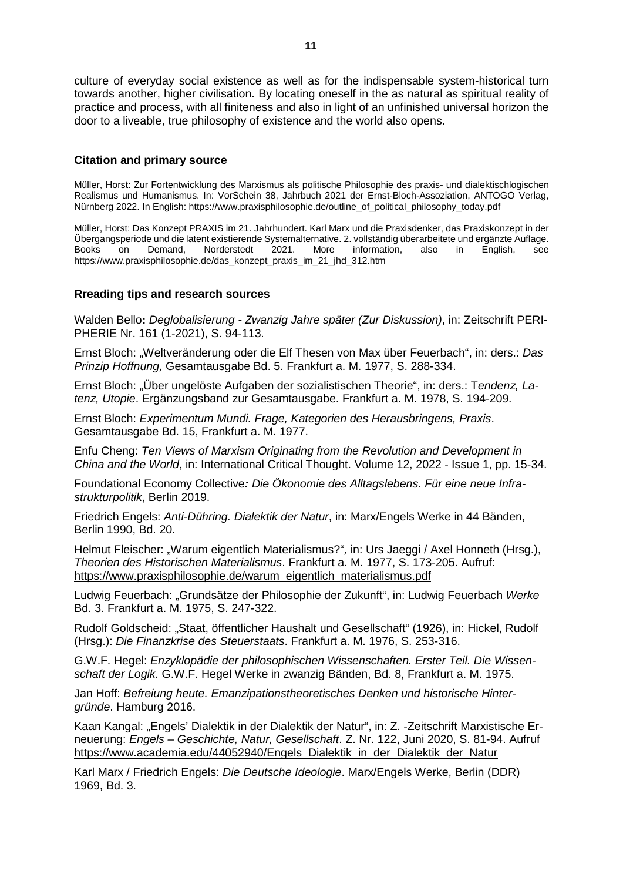culture of everyday social existence as well as for the indispensable system-historical turn towards another, higher civilisation. By locating oneself in the as natural as spiritual reality of practice and process, with all finiteness and also in light of an unfinished universal horizon the door to a liveable, true philosophy of existence and the world also opens.

### Citation and primary source

Müller, Horst: Zur Fortentwicklung des Marxismus als politische Philosophie des praxis- und dialektischlogischen Realismus und Humanismus. In: VorSchein 38, Jahrbuch 2021 der Ernst-Bloch-Assoziation, ANTOGO Verlag, Nürnberg 2022. In English: https://www.praxisphilosophie.de/outline_of_political_philosophy_today.pdf

Müller, Horst: Das Konzept PRAXIS im 21. Jahrhundert. Karl Marx und die Praxisdenker, das Praxiskonzept in der Übergangsperiode und die latent existierende Systemalternative. 2. vollständig überarbeitete und ergänzte Auflage. Books on Demand, Norderstedt 2021. More information, also in English, see https://www.praxisphilosophie.de/das_konzept_praxis_im_21_jhd_312.htm

### Rreading tips and research sources

Walden Bello**:** *Deglobalisierung - Zwanzig Jahre später (Zur Diskussion)*, in: Zeitschrift PERIPHERIE Nr. 161 (1-2021), S. 94-113.

Ernst Bloch: „Weltveränderung oder die Elf Thesen von Max über Feuerbach", in: ders.: *Das Prinzip Hoffnung,* Gesamtausgabe Bd. 5. Frankfurt a. M. 1977, S. 288-334.

Ernst Bloch: „Über ungelöste Aufgaben der sozialistischen Theorie", in: ders.: T*endenz, Latenz, Utopie*. Ergänzungsband zur Gesamtausgabe. Frankfurt a. M. 1978, S. 194-209.

Ernst Bloch: *Experimentum Mundi. Frage, Kategorien des Herausbringens, Praxis*. Gesamtausgabe Bd. 15, Frankfurt a. M. 1977.

Enfu Cheng: *Ten Views of Marxism Originating from the Revolution and Development in China and the World*, in: International Critical Thought. Volume 12, 2022 - Issue 1, pp. 15-34.

Foundational Economy Collective***:*** *Die Ökonomie des Alltagslebens. Für eine neue Infrastrukturpolitik*, Berlin 2019.

Friedrich Engels: *Anti-Dühring. Dialektik der Natur*, in: Marx/Engels Werke in 44 Bänden, Berlin 1990, Bd. 20.

Helmut Fleischer: „Warum eigentlich Materialismus?"*,* in: Urs Jaeggi / Axel Honneth (Hrsg.), *Theorien des Historischen Materialismus*. Frankfurt a. M. 1977, S. 173-205. Aufruf: https://www.praxisphilosophie.de/warum_eigentlich_materialismus.pdf

Ludwig Feuerbach: „Grundsätze der Philosophie der Zukunft", in: Ludwig Feuerbach *Werke* Bd. 3. Frankfurt a. M. 1975, S. 247-322.

Rudolf Goldscheid: „Staat, öffentlicher Haushalt und Gesellschaft" (1926), in: Hickel, Rudolf (Hrsg.): *Die Finanzkrise des Steuerstaats*. Frankfurt a. M. 1976, S. 253-316.

G.W.F. Hegel: *Enzyklopädie der philosophischen Wissenschaften. Erster Teil. Die Wissenschaft der Logik.* G.W.F. Hegel Werke in zwanzig Bänden, Bd. 8, Frankfurt a. M. 1975.

Jan Hoff: *Befreiung heute. Emanzipationstheoretisches Denken und historische Hintergründe*. Hamburg 2016.

Kaan Kangal: „Engels' Dialektik in der Dialektik der Natur", in: Z. -Zeitschrift Marxistische Erneuerung: *Engels – Geschichte, Natur, Gesellschaft*. Z. Nr. 122, Juni 2020, S. 81-94. Aufruf https://www.academia.edu/44052940/Engels_Dialektik_in_der_Dialektik_der_Natur

Karl Marx / Friedrich Engels: *Die Deutsche Ideologie*. Marx/Engels Werke, Berlin (DDR) 1969, Bd. 3.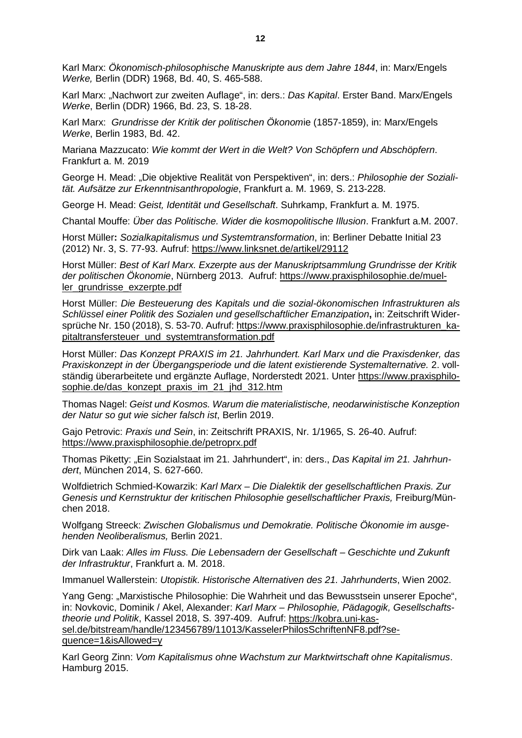Karl Marx: *Ökonomisch-philosophische Manuskripte aus dem Jahre 1844*, in: Marx/Engels *Werke,* Berlin (DDR) 1968, Bd. 40, S. 465-588.

Karl Marx: „Nachwort zur zweiten Auflage", in: ders.: *Das Kapital*. Erster Band. Marx/Engels *Werke*, Berlin (DDR) 1966, Bd. 23, S. 18-28.

Karl Marx: *Grundrisse der Kritik der politischen Ökonomi*e (1857-1859), in: Marx/Engels *Werke*, Berlin 1983, Bd. 42.

Mariana Mazzucato: *Wie kommt der Wert in die Welt? Von Schöpfern und Abschöpfern*. Frankfurt a. M. 2019

George H. Mead: „Die objektive Realität von Perspektiven", in: ders.: *Philosophie der Sozialität. Aufsätze zur Erkenntnisanthropologie*, Frankfurt a. M. 1969, S. 213-228.

George H. Mead: *Geist, Identität und Gesellschaft*. Suhrkamp, Frankfurt a. M. 1975.

Chantal Mouffe: *Über das Politische. Wider die kosmopolitische Illusion*. Frankfurt a.M. 2007.

Horst Müller**:** *Sozialkapitalismus und Systemtransformation*, in: Berliner Debatte Initial 23 (2012) Nr. 3, S. 77-93. Aufruf: https://www.linksnet.de/artikel/29112

Horst Müller: *Best of Karl Marx. Exzerpte aus der Manuskriptsammlung Grundrisse der Kritik der politischen Ökonomie*, Nürnberg 2013. Aufruf: https://www.praxisphilosophie.de/mueller_grundrisse_exzerpte.pdf

Horst Müller: *Die Besteuerung des Kapitals und die sozial-ökonomischen Infrastrukturen als Schlüssel einer Politik des Sozialen und gesellschaftlicher Emanzipation***,** in: Zeitschrift Widersprüche Nr. 150 (2018), S. 53-70. Aufruf: https://www.praxisphilosophie.de/infrastrukturen_kapitaltransfersteuer_und_systemtransformation.pdf

Horst Müller: *Das Konzept PRAXIS im 21. Jahrhundert. Karl Marx und die Praxisdenker, das Praxiskonzept in der Übergangsperiode und die latent existierende Systemalternative.* 2. vollständig überarbeitete und ergänzte Auflage, Norderstedt 2021. Unter https://www.praxisphilosophie.de/das_konzept_praxis_im_21_jhd_312.htm

Thomas Nagel: *Geist und Kosmos. Warum die materialistische, neodarwinistische Konzeption der Natur so gut wie sicher falsch ist*, Berlin 2019.

Gajo Petrovic: *Praxis und Sein*, in: Zeitschrift PRAXIS, Nr. 1/1965, S. 26-40. Aufruf: https://www.praxisphilosophie.de/petroprx.pdf

Thomas Piketty: „Ein Sozialstaat im 21. Jahrhundert", in: ders., *Das Kapital im 21. Jahrhundert*, München 2014, S. 627-660.

Wolfdietrich Schmied-Kowarzik: *Karl Marx – Die Dialektik der gesellschaftlichen Praxis. Zur Genesis und Kernstruktur der kritischen Philosophie gesellschaftlicher Praxis,* Freiburg/München 2018.

Wolfgang Streeck: *Zwischen Globalismus und Demokratie. Politische Ökonomie im ausgehenden Neoliberalismus,* Berlin 2021.

Dirk van Laak: *Alles im Fluss. Die Lebensadern der Gesellschaft – Geschichte und Zukunft der Infrastruktur*, Frankfurt a. M. 2018.

Immanuel Wallerstein: *Utopistik. Historische Alternativen des 21. Jahrhunderts*, Wien 2002.

Yang Geng: „Marxistische Philosophie: Die Wahrheit und das Bewusstsein unserer Epoche", in: Novkovic, Dominik / Akel, Alexander: *Karl Marx – Philosophie, Pädagogik, Gesellschaftstheorie und Politik*, Kassel 2018, S. 397-409. Aufruf: https://kobra.uni-kassel.de/bitstream/handle/123456789/11013/KasselerPhilosSchriftenNF8.pdf?sequence=1&isAllowed=y

Karl Georg Zinn: *Vom Kapitalismus ohne Wachstum zur Marktwirtschaft ohne Kapitalismus*. Hamburg 2015.